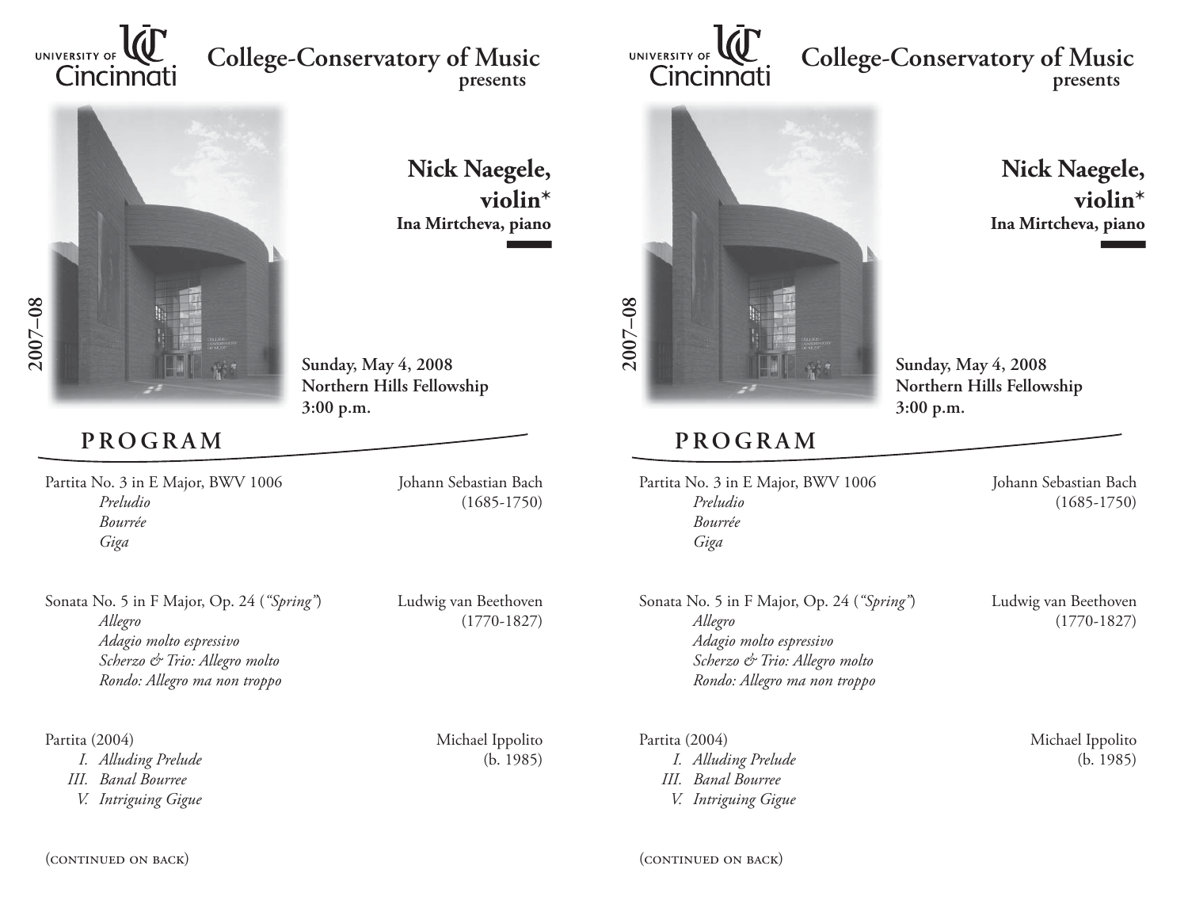UNIVERSITY OF Cincinnati

# College-Conservatory of Music
presents

## Nick Naegele, violin*
**Ina Mirtcheva, piano**

2007–08

**Sunday, May 4, 2008**
**Northern Hills Fellowship**
**3:00 p.m.**

## PROGRAM

Partita No. 3 in E Major, BWV 1006 — Johann Sebastian Bach (1685-1750)
*Preludio*
*Bourrée*
*Giga*

Sonata No. 5 in F Major, Op. 24 (*"Spring"*) — Ludwig van Beethoven (1770-1827)
*Allegro*
*Adagio molto espressivo*
*Scherzo & Trio: Allegro molto*
*Rondo: Allegro ma non troppo*

Partita (2004) — Michael Ippolito (b. 1985)
*I. Alluding Prelude*
*III. Banal Bourree*
*V. Intriguing Gigue*

(continued on back)

UNIVERSITY OF Cincinnati

# College-Conservatory of Music
presents

## Nick Naegele, violin*
**Ina Mirtcheva, piano**

2007–08

**Sunday, May 4, 2008**
**Northern Hills Fellowship**
**3:00 p.m.**

## PROGRAM

Partita No. 3 in E Major, BWV 1006 — Johann Sebastian Bach (1685-1750)
*Preludio*
*Bourrée*
*Giga*

Sonata No. 5 in F Major, Op. 24 (*"Spring"*) — Ludwig van Beethoven (1770-1827)
*Allegro*
*Adagio molto espressivo*
*Scherzo & Trio: Allegro molto*
*Rondo: Allegro ma non troppo*

Partita (2004) — Michael Ippolito (b. 1985)
*I. Alluding Prelude*
*III. Banal Bourree*
*V. Intriguing Gigue*

(continued on back)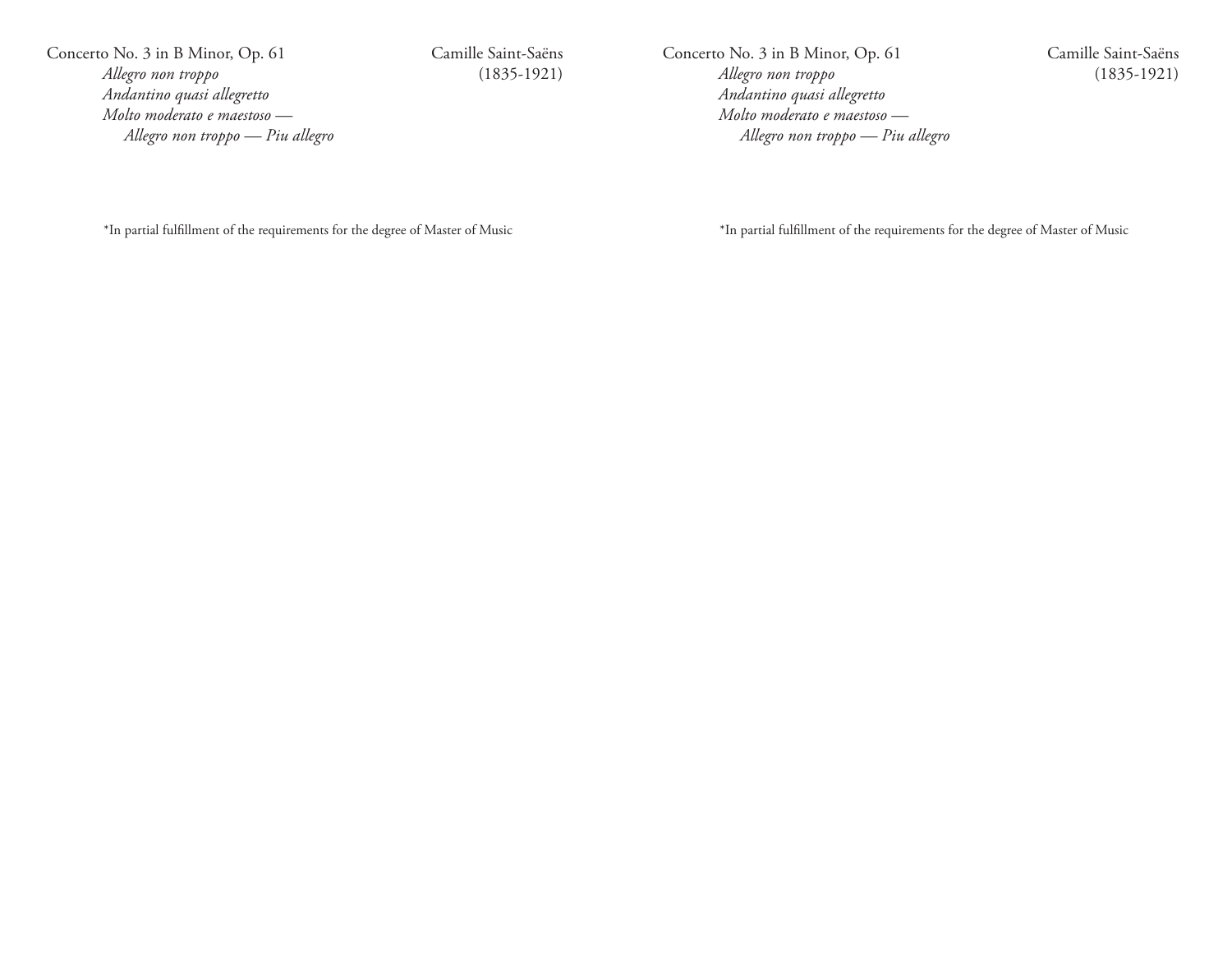Concerto No. 3 in B Minor, Op. 61 — Camille Saint-Saëns (1835-1921)

*Allegro non troppo*
*Andantino quasi allegretto*
*Molto moderato e maestoso —*
*Allegro non troppo — Piu allegro*

*In partial fulfillment of the requirements for the degree of Master of Music

Concerto No. 3 in B Minor, Op. 61 — Camille Saint-Saëns (1835-1921)

*Allegro non troppo*
*Andantino quasi allegretto*
*Molto moderato e maestoso —*
*Allegro non troppo — Piu allegro*

*In partial fulfillment of the requirements for the degree of Master of Music